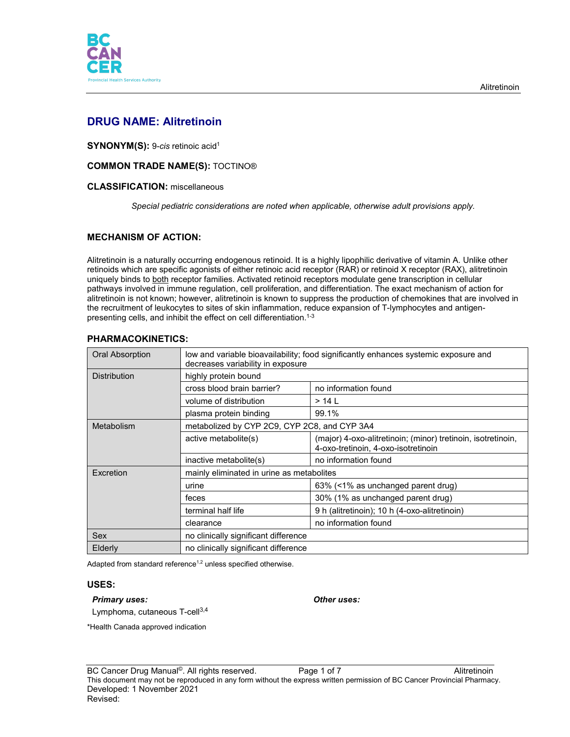# DRUG NAME: Alitretinoin

**SYNONYM(S):** 9-*cis* retinoic acid[1]

**COMMON TRADE NAME(S):** TOCTINO®

**CLASSIFICATION:** miscellaneous

*Special pediatric considerations are noted when applicable, otherwise adult provisions apply.*

## MECHANISM OF ACTION:

Alitretinoin is a naturally occurring endogenous retinoid. It is a highly lipophilic derivative of vitamin A. Unlike other retinoids which are specific agonists of either retinoic acid receptor (RAR) or retinoid X receptor (RAX), alitretinoin uniquely binds to both receptor families. Activated retinoid receptors modulate gene transcription in cellular pathways involved in immune regulation, cell proliferation, and differentiation. The exact mechanism of action for alitretinoin is not known; however, alitretinoin is known to suppress the production of chemokines that are involved in the recruitment of leukocytes to sites of skin inflammation, reduce expansion of T-lymphocytes and antigen-presenting cells, and inhibit the effect on cell differentiation.[1-3]

## PHARMACOKINETICS:

| | | |
|---|---|---|
| Oral Absorption | low and variable bioavailability; food significantly enhances systemic exposure and decreases variability in exposure | |
| Distribution | highly protein bound | |
| | cross blood brain barrier? | no information found |
| | volume of distribution | > 14 L |
| | plasma protein binding | 99.1% |
| Metabolism | metabolized by CYP 2C9, CYP 2C8, and CYP 3A4 | |
| | active metabolite(s) | (major) 4-oxo-alitretinoin; (minor) tretinoin, isotretinoin, 4-oxo-tretinoin, 4-oxo-isotretinoin |
| | inactive metabolite(s) | no information found |
| Excretion | mainly eliminated in urine as metabolites | |
| | urine | 63% (<1% as unchanged parent drug) |
| | feces | 30% (1% as unchanged parent drug) |
| | terminal half life | 9 h (alitretinoin); 10 h (4-oxo-alitretinoin) |
| | clearance | no information found |
| Sex | no clinically significant difference | |
| Elderly | no clinically significant difference | |

Adapted from standard reference[1,2] unless specified otherwise.

## USES:

***Primary uses:***

Lymphoma, cutaneous T-cell[3,4]

***Other uses:***

*Health Canada approved indication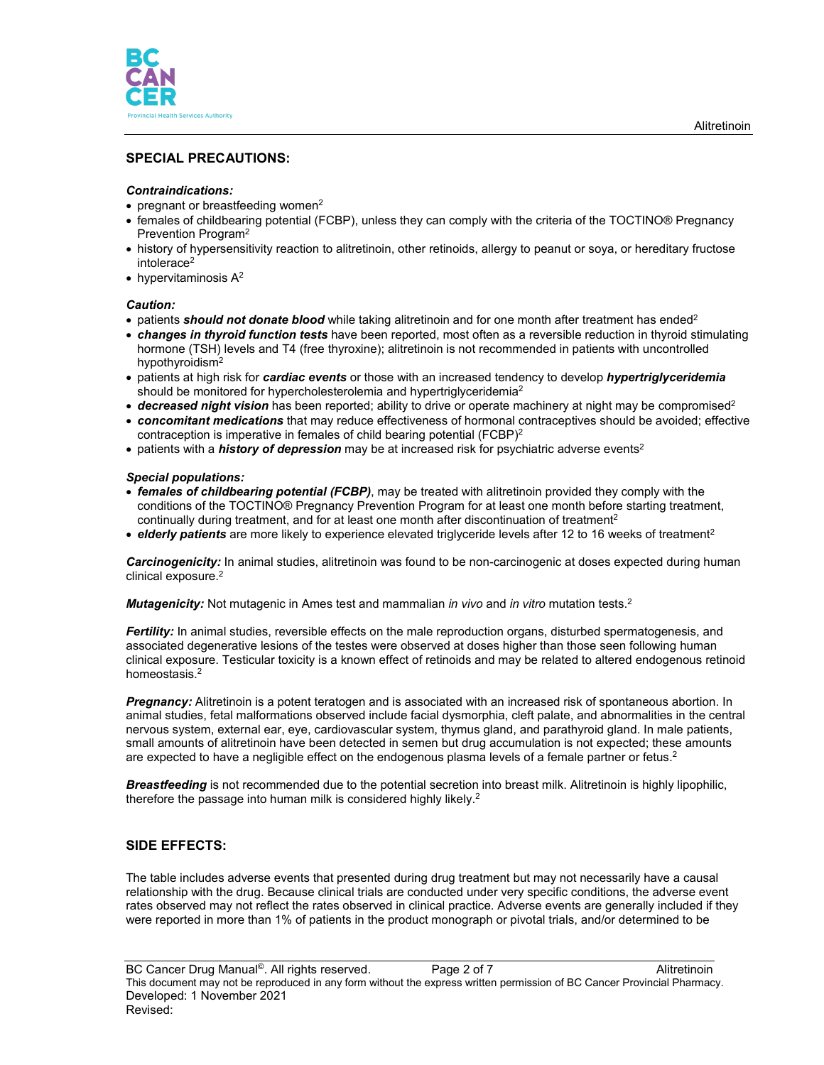## SPECIAL PRECAUTIONS:

***Contraindications:***

- pregnant or breastfeeding women[2]
- females of childbearing potential (FCBP), unless they can comply with the criteria of the TOCTINO® Pregnancy Prevention Program[2]
- history of hypersensitivity reaction to alitretinoin, other retinoids, allergy to peanut or soya, or hereditary fructose intolerace[2]
- hypervitaminosis A[2]

***Caution:***

- patients ***should not donate blood*** while taking alitretinoin and for one month after treatment has ended[2]
- ***changes in thyroid function tests*** have been reported, most often as a reversible reduction in thyroid stimulating hormone (TSH) levels and T4 (free thyroxine); alitretinoin is not recommended in patients with uncontrolled hypothyroidism[2]
- patients at high risk for ***cardiac events*** or those with an increased tendency to develop ***hypertriglyceridemia*** should be monitored for hypercholesterolemia and hypertriglyceridemia[2]
- ***decreased night vision*** has been reported; ability to drive or operate machinery at night may be compromised[2]
- ***concomitant medications*** that may reduce effectiveness of hormonal contraceptives should be avoided; effective contraception is imperative in females of child bearing potential (FCBP)[2]
- patients with a ***history of depression*** may be at increased risk for psychiatric adverse events[2]

***Special populations:***

- ***females of childbearing potential (FCBP)***, may be treated with alitretinoin provided they comply with the conditions of the TOCTINO® Pregnancy Prevention Program for at least one month before starting treatment, continually during treatment, and for at least one month after discontinuation of treatment[2]
- ***elderly patients*** are more likely to experience elevated triglyceride levels after 12 to 16 weeks of treatment[2]

***Carcinogenicity:*** In animal studies, alitretinoin was found to be non-carcinogenic at doses expected during human clinical exposure.[2]

***Mutagenicity:*** Not mutagenic in Ames test and mammalian *in vivo* and *in vitro* mutation tests.[2]

***Fertility:*** In animal studies, reversible effects on the male reproduction organs, disturbed spermatogenesis, and associated degenerative lesions of the testes were observed at doses higher than those seen following human clinical exposure. Testicular toxicity is a known effect of retinoids and may be related to altered endogenous retinoid homeostasis.[2]

***Pregnancy:*** Alitretinoin is a potent teratogen and is associated with an increased risk of spontaneous abortion. In animal studies, fetal malformations observed include facial dysmorphia, cleft palate, and abnormalities in the central nervous system, external ear, eye, cardiovascular system, thymus gland, and parathyroid gland. In male patients, small amounts of alitretinoin have been detected in semen but drug accumulation is not expected; these amounts are expected to have a negligible effect on the endogenous plasma levels of a female partner or fetus.[2]

***Breastfeeding*** is not recommended due to the potential secretion into breast milk. Alitretinoin is highly lipophilic, therefore the passage into human milk is considered highly likely.[2]

## SIDE EFFECTS:

The table includes adverse events that presented during drug treatment but may not necessarily have a causal relationship with the drug. Because clinical trials are conducted under very specific conditions, the adverse event rates observed may not reflect the rates observed in clinical practice. Adverse events are generally included if they were reported in more than 1% of patients in the product monograph or pivotal trials, and/or determined to be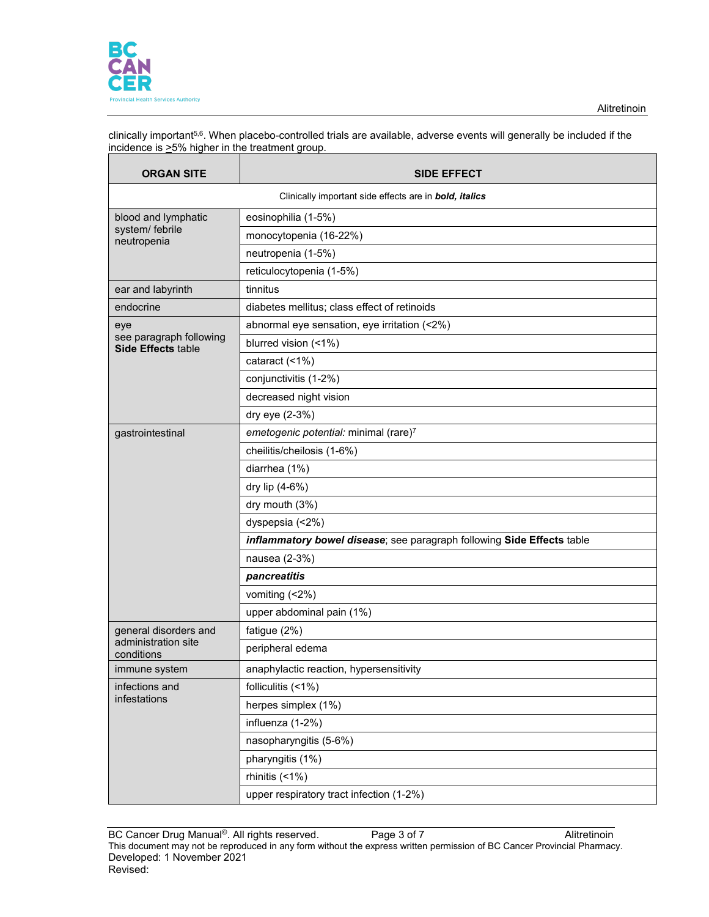clinically important[5,6]. When placebo-controlled trials are available, adverse events will generally be included if the incidence is ≥5% higher in the treatment group.

| ORGAN SITE | SIDE EFFECT |
|---|---|
| Clinically important side effects are in ***bold, italics*** | |
| blood and lymphatic system/ febrile neutropenia | eosinophilia (1-5%) |
| | monocytopenia (16-22%) |
| | neutropenia (1-5%) |
| | reticulocytopenia (1-5%) |
| ear and labyrinth | tinnitus |
| endocrine | diabetes mellitus; class effect of retinoids |
| eye see paragraph following **Side Effects** table | abnormal eye sensation, eye irritation (<2%) |
| | blurred vision (<1%) |
| | cataract (<1%) |
| | conjunctivitis (1-2%) |
| | decreased night vision |
| | dry eye (2-3%) |
| gastrointestinal | *emetogenic potential:* minimal (rare)[7] |
| | cheilitis/cheilosis (1-6%) |
| | diarrhea (1%) |
| | dry lip (4-6%) |
| | dry mouth (3%) |
| | dyspepsia (<2%) |
| | ***inflammatory bowel disease***; see paragraph following **Side Effects** table |
| | nausea (2-3%) |
| | ***pancreatitis*** |
| | vomiting (<2%) |
| | upper abdominal pain (1%) |
| general disorders and administration site conditions | fatigue (2%) |
| | peripheral edema |
| immune system | anaphylactic reaction, hypersensitivity |
| infections and infestations | folliculitis (<1%) |
| | herpes simplex (1%) |
| | influenza (1-2%) |
| | nasopharyngitis (5-6%) |
| | pharyngitis (1%) |
| | rhinitis (<1%) |
| | upper respiratory tract infection (1-2%) |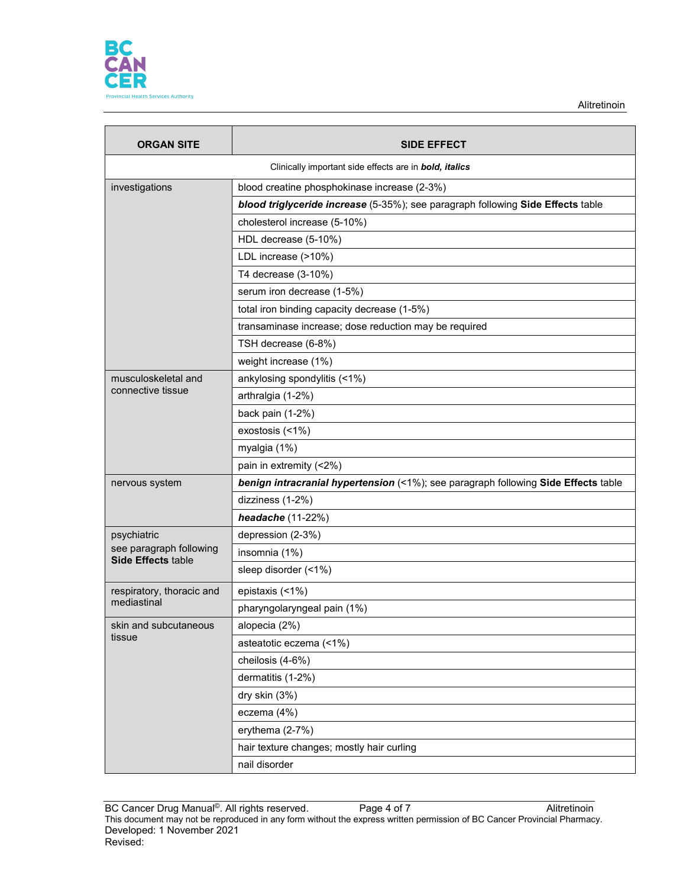| ORGAN SITE | SIDE EFFECT |
|---|---|
| Clinically important side effects are in ***bold, italics*** | |
| investigations | blood creatine phosphokinase increase (2-3%) |
| | ***blood triglyceride increase*** (5-35%); see paragraph following **Side Effects** table |
| | cholesterol increase (5-10%) |
| | HDL decrease (5-10%) |
| | LDL increase (>10%) |
| | T4 decrease (3-10%) |
| | serum iron decrease (1-5%) |
| | total iron binding capacity decrease (1-5%) |
| | transaminase increase; dose reduction may be required |
| | TSH decrease (6-8%) |
| | weight increase (1%) |
| musculoskeletal and connective tissue | ankylosing spondylitis (<1%) |
| | arthralgia (1-2%) |
| | back pain (1-2%) |
| | exostosis (<1%) |
| | myalgia (1%) |
| | pain in extremity (<2%) |
| nervous system | ***benign intracranial hypertension*** (<1%); see paragraph following **Side Effects** table |
| | dizziness (1-2%) |
| | ***headache*** (11-22%) |
| psychiatric<br>see paragraph following **Side Effects** table | depression (2-3%) |
| | insomnia (1%) |
| | sleep disorder (<1%) |
| respiratory, thoracic and mediastinal | epistaxis (<1%) |
| | pharyngolaryngeal pain (1%) |
| skin and subcutaneous tissue | alopecia (2%) |
| | asteatotic eczema (<1%) |
| | cheilosis (4-6%) |
| | dermatitis (1-2%) |
| | dry skin (3%) |
| | eczema (4%) |
| | erythema (2-7%) |
| | hair texture changes; mostly hair curling |
| | nail disorder |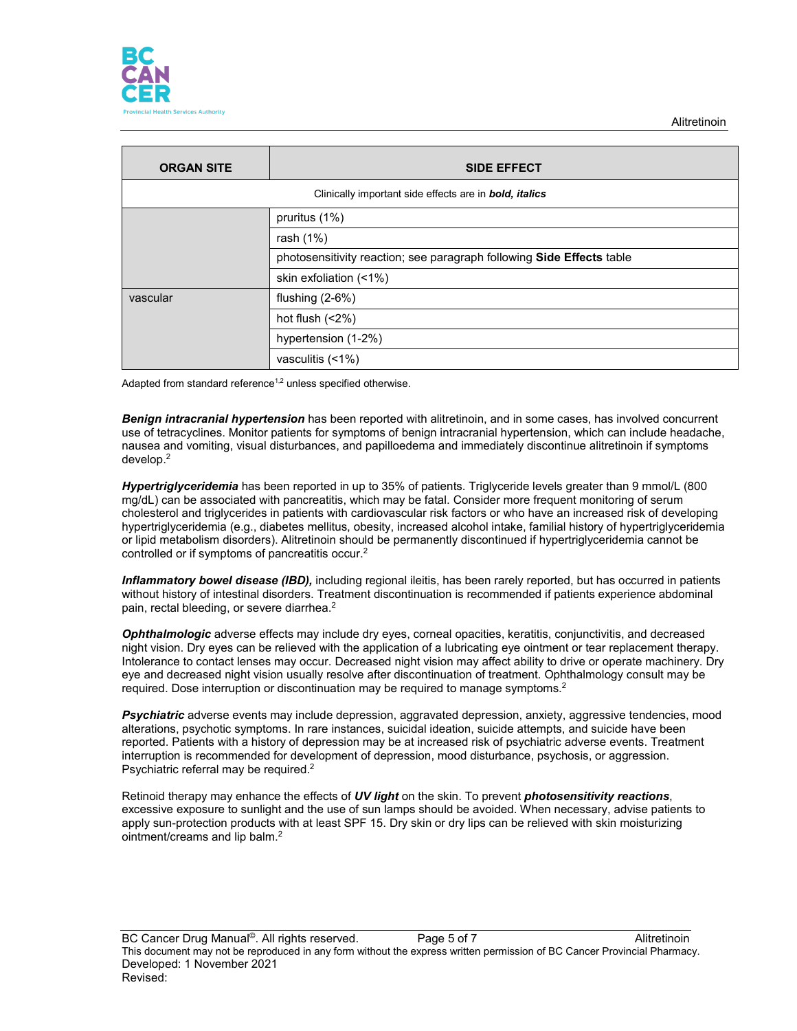| ORGAN SITE | SIDE EFFECT |
|---|---|
| Clinically important side effects are in ***bold, italics*** | |
| | pruritus (1%) |
| | rash (1%) |
| | photosensitivity reaction; see paragraph following **Side Effects** table |
| | skin exfoliation (<1%) |
| vascular | flushing (2-6%) |
| | hot flush (<2%) |
| | hypertension (1-2%) |
| | vasculitis (<1%) |

Adapted from standard reference[1,2] unless specified otherwise.

***Benign intracranial hypertension*** has been reported with alitretinoin, and in some cases, has involved concurrent use of tetracyclines. Monitor patients for symptoms of benign intracranial hypertension, which can include headache, nausea and vomiting, visual disturbances, and papilloedema and immediately discontinue alitretinoin if symptoms develop.[2]

***Hypertriglyceridemia*** has been reported in up to 35% of patients. Triglyceride levels greater than 9 mmol/L (800 mg/dL) can be associated with pancreatitis, which may be fatal. Consider more frequent monitoring of serum cholesterol and triglycerides in patients with cardiovascular risk factors or who have an increased risk of developing hypertriglyceridemia (e.g., diabetes mellitus, obesity, increased alcohol intake, familial history of hypertriglyceridemia or lipid metabolism disorders). Alitretinoin should be permanently discontinued if hypertriglyceridemia cannot be controlled or if symptoms of pancreatitis occur.[2]

***Inflammatory bowel disease (IBD),*** including regional ileitis, has been rarely reported, but has occurred in patients without history of intestinal disorders. Treatment discontinuation is recommended if patients experience abdominal pain, rectal bleeding, or severe diarrhea.[2]

***Ophthalmologic*** adverse effects may include dry eyes, corneal opacities, keratitis, conjunctivitis, and decreased night vision. Dry eyes can be relieved with the application of a lubricating eye ointment or tear replacement therapy. Intolerance to contact lenses may occur. Decreased night vision may affect ability to drive or operate machinery. Dry eye and decreased night vision usually resolve after discontinuation of treatment. Ophthalmology consult may be required. Dose interruption or discontinuation may be required to manage symptoms.[2]

***Psychiatric*** adverse events may include depression, aggravated depression, anxiety, aggressive tendencies, mood alterations, psychotic symptoms. In rare instances, suicidal ideation, suicide attempts, and suicide have been reported. Patients with a history of depression may be at increased risk of psychiatric adverse events. Treatment interruption is recommended for development of depression, mood disturbance, psychosis, or aggression. Psychiatric referral may be required.[2]

Retinoid therapy may enhance the effects of ***UV light*** on the skin. To prevent ***photosensitivity reactions***, excessive exposure to sunlight and the use of sun lamps should be avoided. When necessary, advise patients to apply sun-protection products with at least SPF 15. Dry skin or dry lips can be relieved with skin moisturizing ointment/creams and lip balm.[2]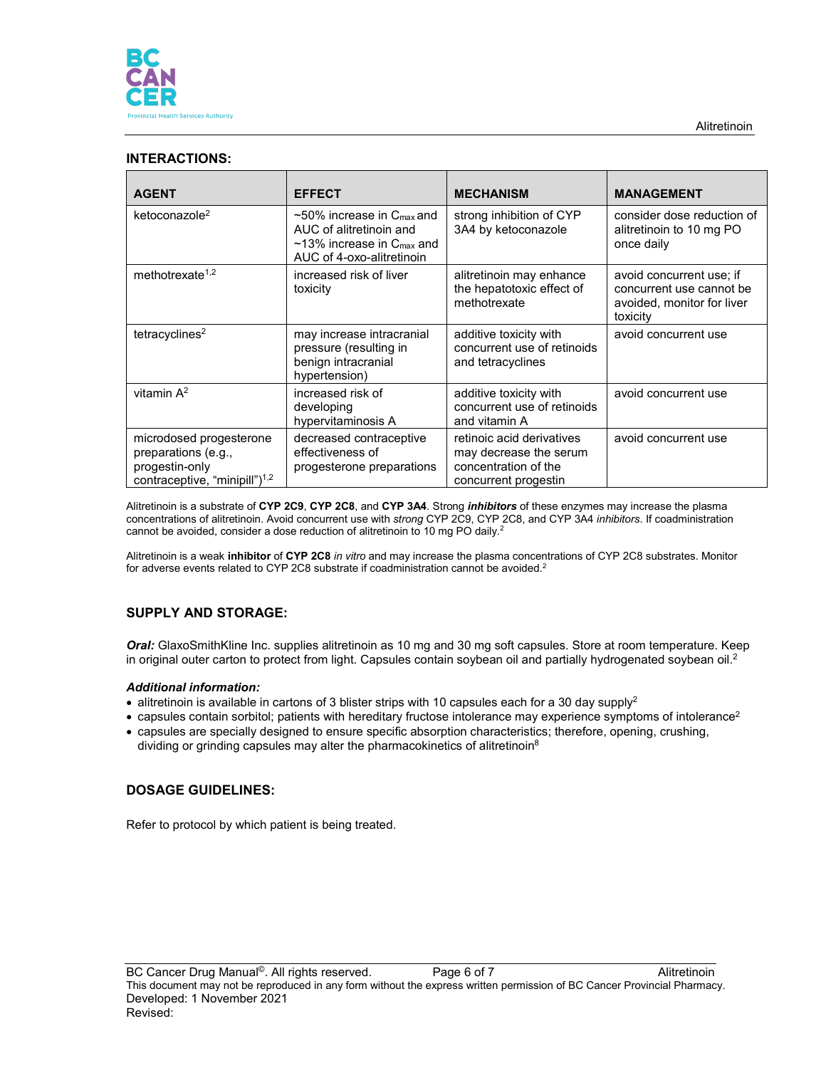## INTERACTIONS:

| AGENT | EFFECT | MECHANISM | MANAGEMENT |
|---|---|---|---|
| ketoconazole[2] | ~50% increase in $C_{max}$ and AUC of alitretinoin and ~13% increase in $C_{max}$ and AUC of 4-oxo-alitretinoin | strong inhibition of CYP 3A4 by ketoconazole | consider dose reduction of alitretinoin to 10 mg PO once daily |
| methotrexate[1,2] | increased risk of liver toxicity | alitretinoin may enhance the hepatotoxic effect of methotrexate | avoid concurrent use; if concurrent use cannot be avoided, monitor for liver toxicity |
| tetracyclines[2] | may increase intracranial pressure (resulting in benign intracranial hypertension) | additive toxicity with concurrent use of retinoids and tetracyclines | avoid concurrent use |
| vitamin A[2] | increased risk of developing hypervitaminosis A | additive toxicity with concurrent use of retinoids and vitamin A | avoid concurrent use |
| microdosed progesterone preparations (e.g., progestin-only contraceptive, "minipill")[1,2] | decreased contraceptive effectiveness of progesterone preparations | retinoic acid derivatives may decrease the serum concentration of the concurrent progestin | avoid concurrent use |

Alitretinoin is a substrate of **CYP 2C9**, **CYP 2C8**, and **CYP 3A4**. Strong ***inhibitors*** of these enzymes may increase the plasma concentrations of alitretinoin. Avoid concurrent use with *strong* CYP 2C9, CYP 2C8, and CYP 3A4 *inhibitors*. If coadministration cannot be avoided, consider a dose reduction of alitretinoin to 10 mg PO daily.[2]

Alitretinoin is a weak **inhibitor** of **CYP 2C8** *in vitro* and may increase the plasma concentrations of CYP 2C8 substrates. Monitor for adverse events related to CYP 2C8 substrate if coadministration cannot be avoided.[2]

## SUPPLY AND STORAGE:

***Oral:*** GlaxoSmithKline Inc. supplies alitretinoin as 10 mg and 30 mg soft capsules. Store at room temperature. Keep in original outer carton to protect from light. Capsules contain soybean oil and partially hydrogenated soybean oil.[2]

***Additional information:***

- alitretinoin is available in cartons of 3 blister strips with 10 capsules each for a 30 day supply[2]
- capsules contain sorbitol; patients with hereditary fructose intolerance may experience symptoms of intolerance[2]
- capsules are specially designed to ensure specific absorption characteristics; therefore, opening, crushing, dividing or grinding capsules may alter the pharmacokinetics of alitretinoin[8]

## DOSAGE GUIDELINES:

Refer to protocol by which patient is being treated.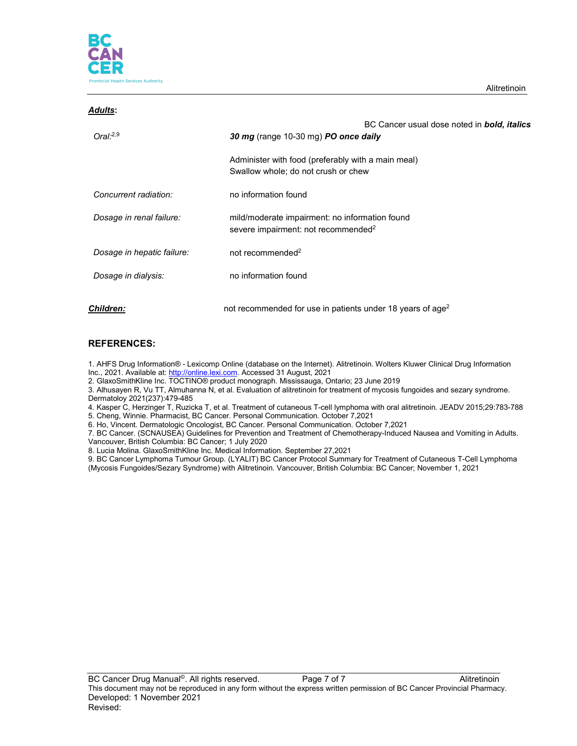***Adults*:**

| | |
|---|---|
| | BC Cancer usual dose noted in ***bold, italics*** |
| *Oral:*[2,9] | ***30 mg*** (range 10-30 mg) ***PO once daily*** |
| | Administer with food (preferably with a main meal)<br>Swallow whole; do not crush or chew |
| *Concurrent radiation:* | no information found |
| *Dosage in renal failure:* | mild/moderate impairment: no information found<br>severe impairment: not recommended[2] |
| *Dosage in hepatic failure:* | not recommended[2] |
| *Dosage in dialysis:* | no information found |

***Children:*** not recommended for use in patients under 18 years of age[2]

## REFERENCES:

1. AHFS Drug Information® - Lexicomp Online (database on the Internet). Alitretinoin. Wolters Kluwer Clinical Drug Information Inc., 2021. Available at: http://online.lexi.com. Accessed 31 August, 2021
2. GlaxoSmithKline Inc. TOCTINO® product monograph. Mississauga, Ontario; 23 June 2019
3. Alhusayen R, Vu TT, Almuhanna N, et al. Evaluation of alitretinoin for treatment of mycosis fungoides and sezary syndrome. Dermatoloy 2021(237):479-485
4. Kasper C, Herzinger T, Ruzicka T, et al. Treatment of cutaneous T-cell lymphoma with oral alitretinoin. JEADV 2015;29:783-788
5. Cheng, Winnie. Pharmacist, BC Cancer. Personal Communication. October 7,2021
6. Ho, Vincent. Dermatologic Oncologist, BC Cancer. Personal Communication. October 7,2021
7. BC Cancer. (SCNAUSEA) Guidelines for Prevention and Treatment of Chemotherapy-Induced Nausea and Vomiting in Adults. Vancouver, British Columbia: BC Cancer; 1 July 2020
8. Lucia Molina. GlaxoSmithKline Inc. Medical Information. September 27,2021
9. BC Cancer Lymphoma Tumour Group. (LYALIT) BC Cancer Protocol Summary for Treatment of Cutaneous T-Cell Lymphoma (Mycosis Fungoides/Sezary Syndrome) with Alitretinoin. Vancouver, British Columbia: BC Cancer; November 1, 2021